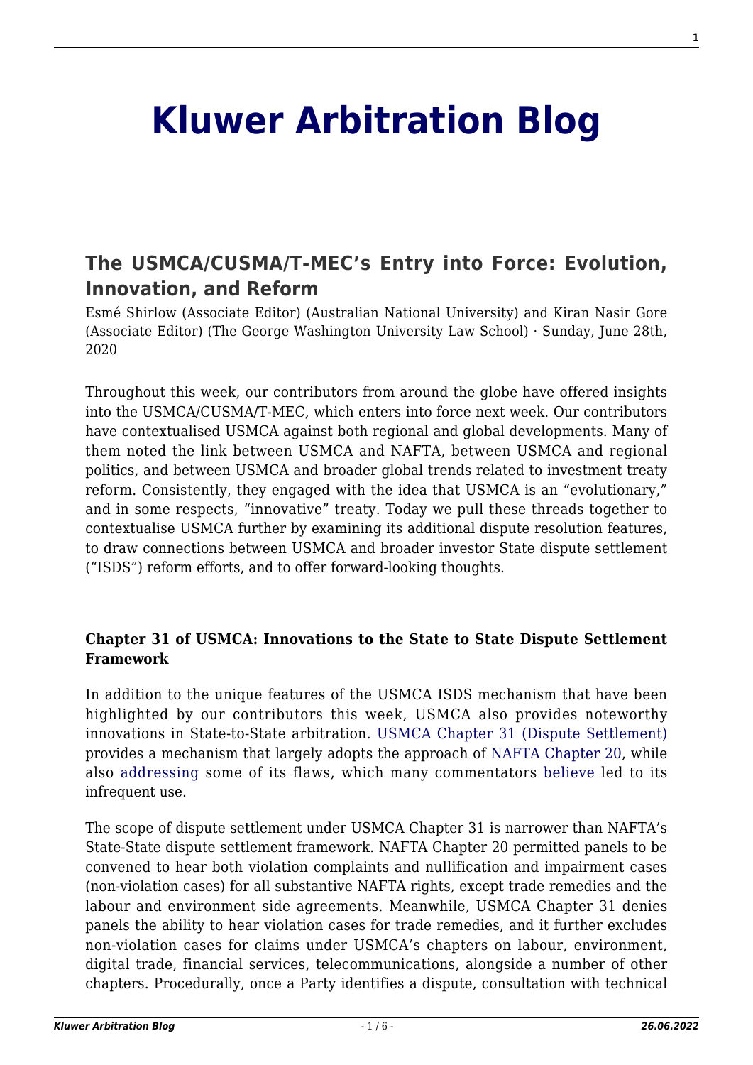# Kluwer Arbitration Blog

## The USMCA/CUSMA/T-MEC's Entry into Force: Evolution, Innovation, and Reform

Esmé Shirlow (Associate Editor) (Australian National University) and Kiran Nasir Gore (Associate Editor) (The George Washington University Law School) · Sunday, June 28th, 2020

Throughout this week, our contributors from around the globe have offered insights into the USMCA/CUSMA/T-MEC, which enters into force next week. Our contributors have contextualised USMCA against both regional and global developments. Many of them noted the link between USMCA and NAFTA, between USMCA and regional politics, and between USMCA and broader global trends related to investment treaty reform. Consistently, they engaged with the idea that USMCA is an "evolutionary," and in some respects, "innovative" treaty. Today we pull these threads together to contextualise USMCA further by examining its additional dispute resolution features, to draw connections between USMCA and broader investor State dispute settlement ("ISDS") reform efforts, and to offer forward-looking thoughts.

**Chapter 31 of USMCA: Innovations to the State to State Dispute Settlement Framework**

In addition to the unique features of the USMCA ISDS mechanism that have been highlighted by our contributors this week, USMCA also provides noteworthy innovations in State-to-State arbitration. USMCA Chapter 31 (Dispute Settlement) provides a mechanism that largely adopts the approach of NAFTA Chapter 20, while also addressing some of its flaws, which many commentators believe led to its infrequent use.

The scope of dispute settlement under USMCA Chapter 31 is narrower than NAFTA's State-State dispute settlement framework. NAFTA Chapter 20 permitted panels to be convened to hear both violation complaints and nullification and impairment cases (non-violation cases) for all substantive NAFTA rights, except trade remedies and the labour and environment side agreements. Meanwhile, USMCA Chapter 31 denies panels the ability to hear violation cases for trade remedies, and it further excludes non-violation cases for claims under USMCA's chapters on labour, environment, digital trade, financial services, telecommunications, alongside a number of other chapters. Procedurally, once a Party identifies a dispute, consultation with technical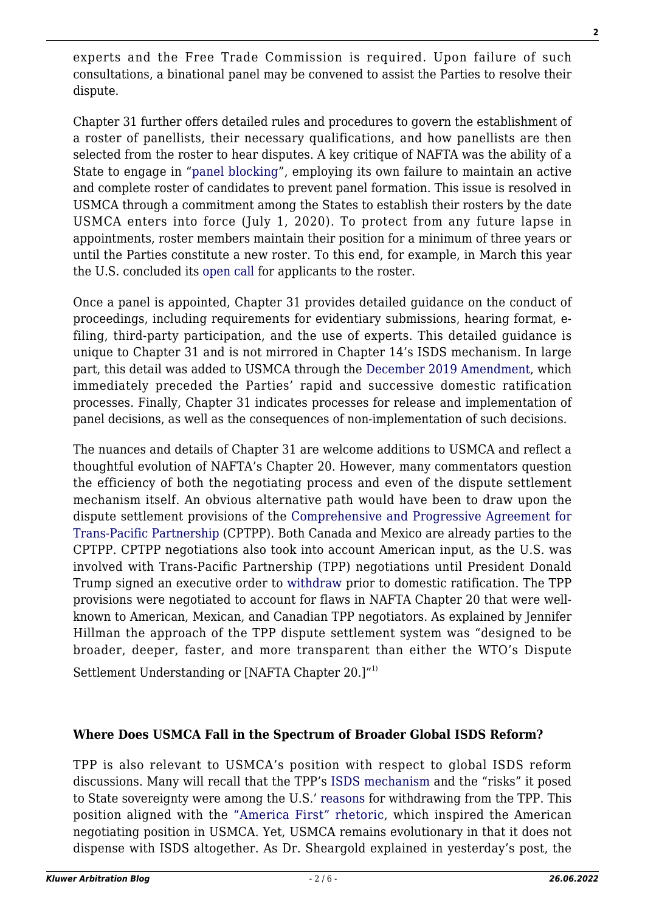experts and the Free Trade Commission is required. Upon failure of such consultations, a binational panel may be convened to assist the Parties to resolve their dispute.

Chapter 31 further offers detailed rules and procedures to govern the establishment of a roster of panellists, their necessary qualifications, and how panellists are then selected from the roster to hear disputes. A key critique of NAFTA was the ability of a State to engage in "panel blocking", employing its own failure to maintain an active and complete roster of candidates to prevent panel formation. This issue is resolved in USMCA through a commitment among the States to establish their rosters by the date USMCA enters into force (July 1, 2020). To protect from any future lapse in appointments, roster members maintain their position for a minimum of three years or until the Parties constitute a new roster. To this end, for example, in March this year the U.S. concluded its open call for applicants to the roster.

Once a panel is appointed, Chapter 31 provides detailed guidance on the conduct of proceedings, including requirements for evidentiary submissions, hearing format, e-filing, third-party participation, and the use of experts. This detailed guidance is unique to Chapter 31 and is not mirrored in Chapter 14's ISDS mechanism. In large part, this detail was added to USMCA through the December 2019 Amendment, which immediately preceded the Parties' rapid and successive domestic ratification processes. Finally, Chapter 31 indicates processes for release and implementation of panel decisions, as well as the consequences of non-implementation of such decisions.

The nuances and details of Chapter 31 are welcome additions to USMCA and reflect a thoughtful evolution of NAFTA's Chapter 20. However, many commentators question the efficiency of both the negotiating process and even of the dispute settlement mechanism itself. An obvious alternative path would have been to draw upon the dispute settlement provisions of the Comprehensive and Progressive Agreement for Trans-Pacific Partnership (CPTPP). Both Canada and Mexico are already parties to the CPTPP. CPTPP negotiations also took into account American input, as the U.S. was involved with Trans-Pacific Partnership (TPP) negotiations until President Donald Trump signed an executive order to withdraw prior to domestic ratification. The TPP provisions were negotiated to account for flaws in NAFTA Chapter 20 that were well-known to American, Mexican, and Canadian TPP negotiators. As explained by Jennifer Hillman the approach of the TPP dispute settlement system was "designed to be broader, deeper, faster, and more transparent than either the WTO's Dispute Settlement Understanding or [NAFTA Chapter 20.]"[1)]

**Where Does USMCA Fall in the Spectrum of Broader Global ISDS Reform?**

TPP is also relevant to USMCA's position with respect to global ISDS reform discussions. Many will recall that the TPP's ISDS mechanism and the "risks" it posed to State sovereignty were among the U.S.' reasons for withdrawing from the TPP. This position aligned with the "America First" rhetoric, which inspired the American negotiating position in USMCA. Yet, USMCA remains evolutionary in that it does not dispense with ISDS altogether. As Dr. Sheargold explained in yesterday's post, the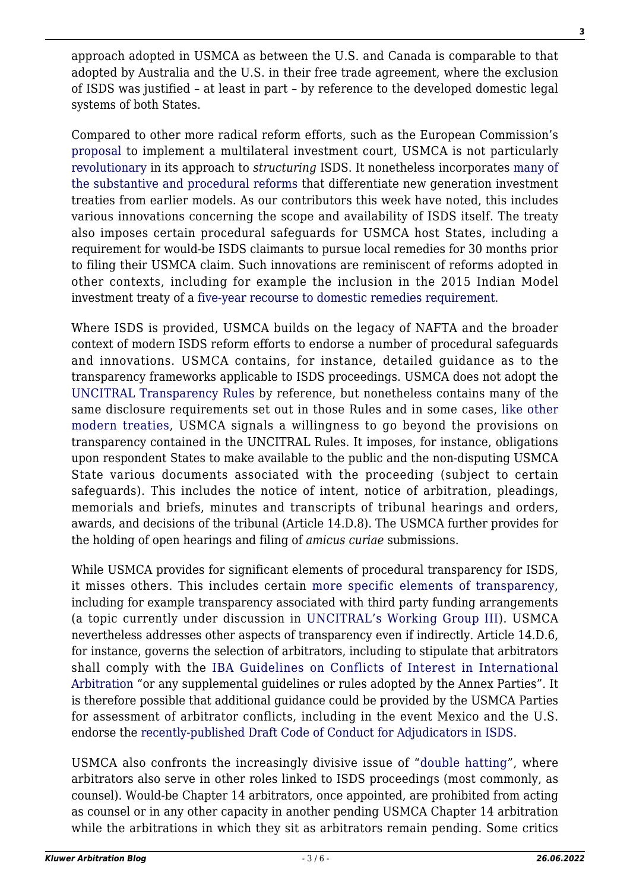approach adopted in USMCA as between the U.S. and Canada is comparable to that adopted by Australia and the U.S. in their free trade agreement, where the exclusion of ISDS was justified – at least in part – by reference to the developed domestic legal systems of both States.

Compared to other more radical reform efforts, such as the European Commission's proposal to implement a multilateral investment court, USMCA is not particularly revolutionary in its approach to *structuring* ISDS. It nonetheless incorporates many of the substantive and procedural reforms that differentiate new generation investment treaties from earlier models. As our contributors this week have noted, this includes various innovations concerning the scope and availability of ISDS itself. The treaty also imposes certain procedural safeguards for USMCA host States, including a requirement for would-be ISDS claimants to pursue local remedies for 30 months prior to filing their USMCA claim. Such innovations are reminiscent of reforms adopted in other contexts, including for example the inclusion in the 2015 Indian Model investment treaty of a five-year recourse to domestic remedies requirement.

Where ISDS is provided, USMCA builds on the legacy of NAFTA and the broader context of modern ISDS reform efforts to endorse a number of procedural safeguards and innovations. USMCA contains, for instance, detailed guidance as to the transparency frameworks applicable to ISDS proceedings. USMCA does not adopt the UNCITRAL Transparency Rules by reference, but nonetheless contains many of the same disclosure requirements set out in those Rules and in some cases, like other modern treaties, USMCA signals a willingness to go beyond the provisions on transparency contained in the UNCITRAL Rules. It imposes, for instance, obligations upon respondent States to make available to the public and the non-disputing USMCA State various documents associated with the proceeding (subject to certain safeguards). This includes the notice of intent, notice of arbitration, pleadings, memorials and briefs, minutes and transcripts of tribunal hearings and orders, awards, and decisions of the tribunal (Article 14.D.8). The USMCA further provides for the holding of open hearings and filing of *amicus curiae* submissions.

While USMCA provides for significant elements of procedural transparency for ISDS, it misses others. This includes certain more specific elements of transparency, including for example transparency associated with third party funding arrangements (a topic currently under discussion in UNCITRAL's Working Group III). USMCA nevertheless addresses other aspects of transparency even if indirectly. Article 14.D.6, for instance, governs the selection of arbitrators, including to stipulate that arbitrators shall comply with the IBA Guidelines on Conflicts of Interest in International Arbitration "or any supplemental guidelines or rules adopted by the Annex Parties". It is therefore possible that additional guidance could be provided by the USMCA Parties for assessment of arbitrator conflicts, including in the event Mexico and the U.S. endorse the recently-published Draft Code of Conduct for Adjudicators in ISDS.

USMCA also confronts the increasingly divisive issue of "double hatting", where arbitrators also serve in other roles linked to ISDS proceedings (most commonly, as counsel). Would-be Chapter 14 arbitrators, once appointed, are prohibited from acting as counsel or in any other capacity in another pending USMCA Chapter 14 arbitration while the arbitrations in which they sit as arbitrators remain pending. Some critics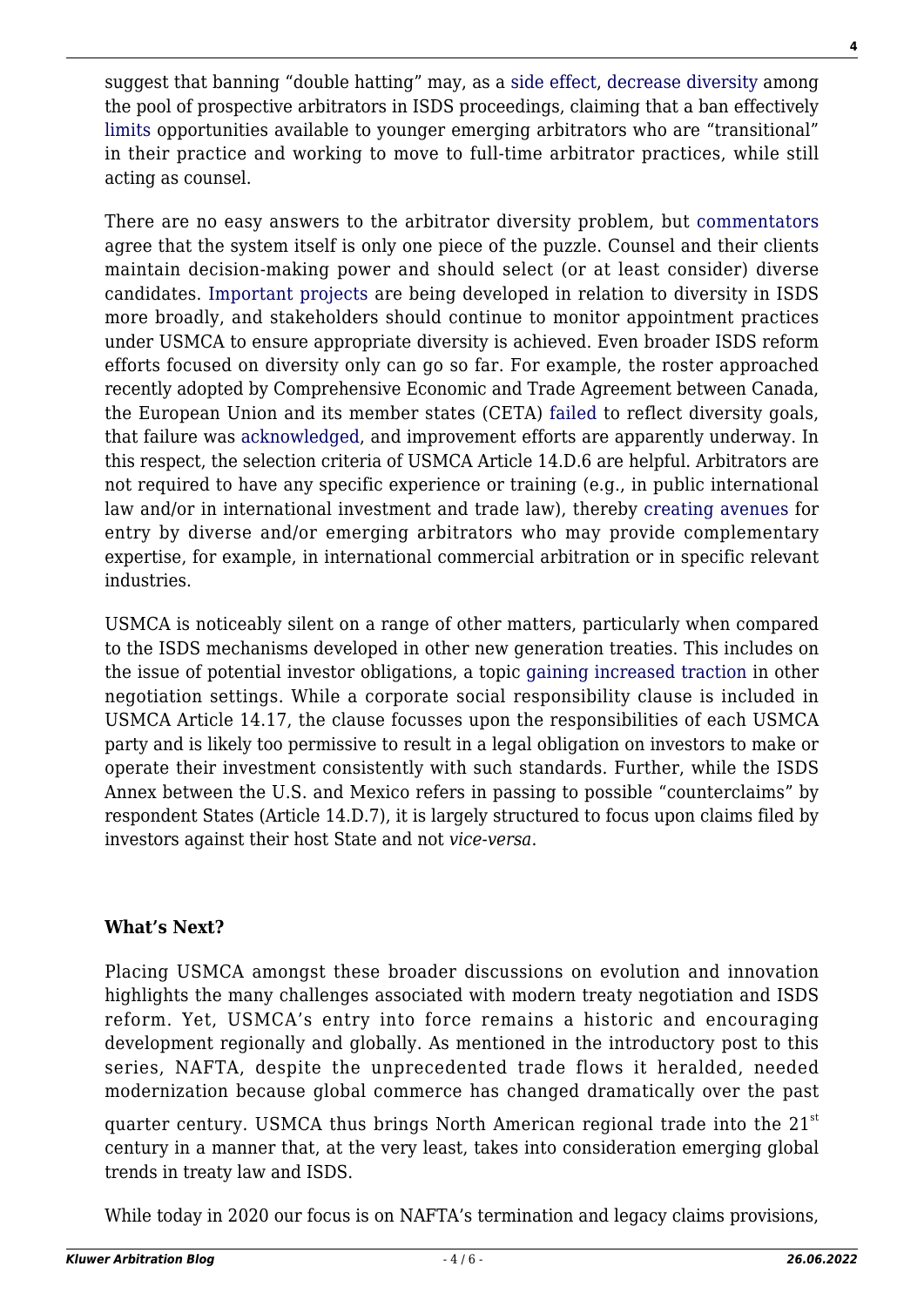suggest that banning "double hatting" may, as a side effect, decrease diversity among the pool of prospective arbitrators in ISDS proceedings, claiming that a ban effectively limits opportunities available to younger emerging arbitrators who are "transitional" in their practice and working to move to full-time arbitrator practices, while still acting as counsel.

There are no easy answers to the arbitrator diversity problem, but commentators agree that the system itself is only one piece of the puzzle. Counsel and their clients maintain decision-making power and should select (or at least consider) diverse candidates. Important projects are being developed in relation to diversity in ISDS more broadly, and stakeholders should continue to monitor appointment practices under USMCA to ensure appropriate diversity is achieved. Even broader ISDS reform efforts focused on diversity only can go so far. For example, the roster approached recently adopted by Comprehensive Economic and Trade Agreement between Canada, the European Union and its member states (CETA) failed to reflect diversity goals, that failure was acknowledged, and improvement efforts are apparently underway. In this respect, the selection criteria of USMCA Article 14.D.6 are helpful. Arbitrators are not required to have any specific experience or training (e.g., in public international law and/or in international investment and trade law), thereby creating avenues for entry by diverse and/or emerging arbitrators who may provide complementary expertise, for example, in international commercial arbitration or in specific relevant industries.

USMCA is noticeably silent on a range of other matters, particularly when compared to the ISDS mechanisms developed in other new generation treaties. This includes on the issue of potential investor obligations, a topic gaining increased traction in other negotiation settings. While a corporate social responsibility clause is included in USMCA Article 14.17, the clause focusses upon the responsibilities of each USMCA party and is likely too permissive to result in a legal obligation on investors to make or operate their investment consistently with such standards. Further, while the ISDS Annex between the U.S. and Mexico refers in passing to possible "counterclaims" by respondent States (Article 14.D.7), it is largely structured to focus upon claims filed by investors against their host State and not *vice-versa*.

**What's Next?**

Placing USMCA amongst these broader discussions on evolution and innovation highlights the many challenges associated with modern treaty negotiation and ISDS reform. Yet, USMCA's entry into force remains a historic and encouraging development regionally and globally. As mentioned in the introductory post to this series, NAFTA, despite the unprecedented trade flows it heralded, needed modernization because global commerce has changed dramatically over the past quarter century. USMCA thus brings North American regional trade into the 21st century in a manner that, at the very least, takes into consideration emerging global trends in treaty law and ISDS.

While today in 2020 our focus is on NAFTA's termination and legacy claims provisions,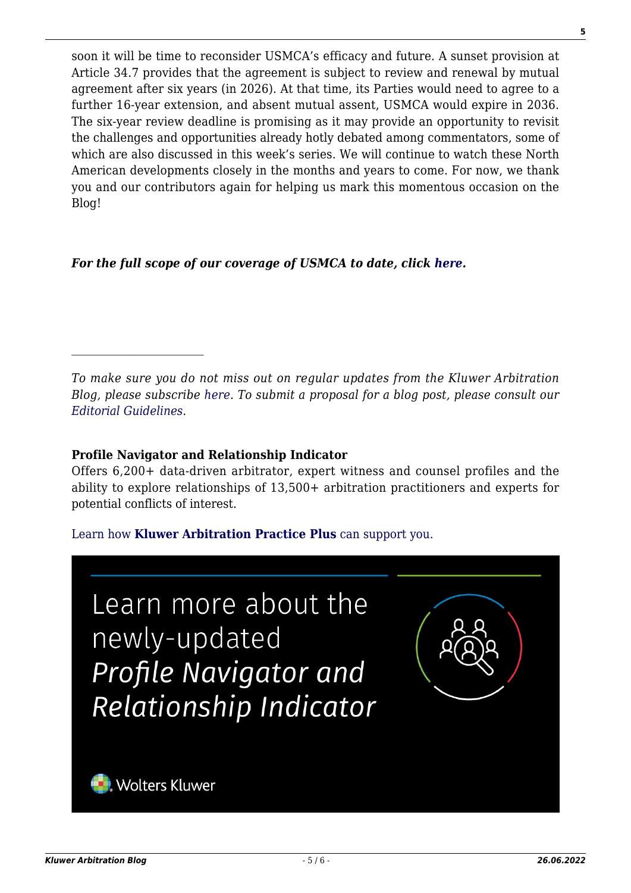soon it will be time to reconsider USMCA's efficacy and future. A sunset provision at Article 34.7 provides that the agreement is subject to review and renewal by mutual agreement after six years (in 2026). At that time, its Parties would need to agree to a further 16-year extension, and absent mutual assent, USMCA would expire in 2036. The six-year review deadline is promising as it may provide an opportunity to revisit the challenges and opportunities already hotly debated among commentators, some of which are also discussed in this week's series. We will continue to watch these North American developments closely in the months and years to come. For now, we thank you and our contributors again for helping us mark this momentous occasion on the Blog!

***For the full scope of our coverage of USMCA to date, click here.***

---

*To make sure you do not miss out on regular updates from the Kluwer Arbitration Blog, please subscribe here. To submit a proposal for a blog post, please consult our Editorial Guidelines.*

**Profile Navigator and Relationship Indicator**
Offers 6,200+ data-driven arbitrator, expert witness and counsel profiles and the ability to explore relationships of 13,500+ arbitration practitioners and experts for potential conflicts of interest.

Learn how **Kluwer Arbitration Practice Plus** can support you.

Learn more about the newly-updated *Profile Navigator and Relationship Indicator*

Wolters Kluwer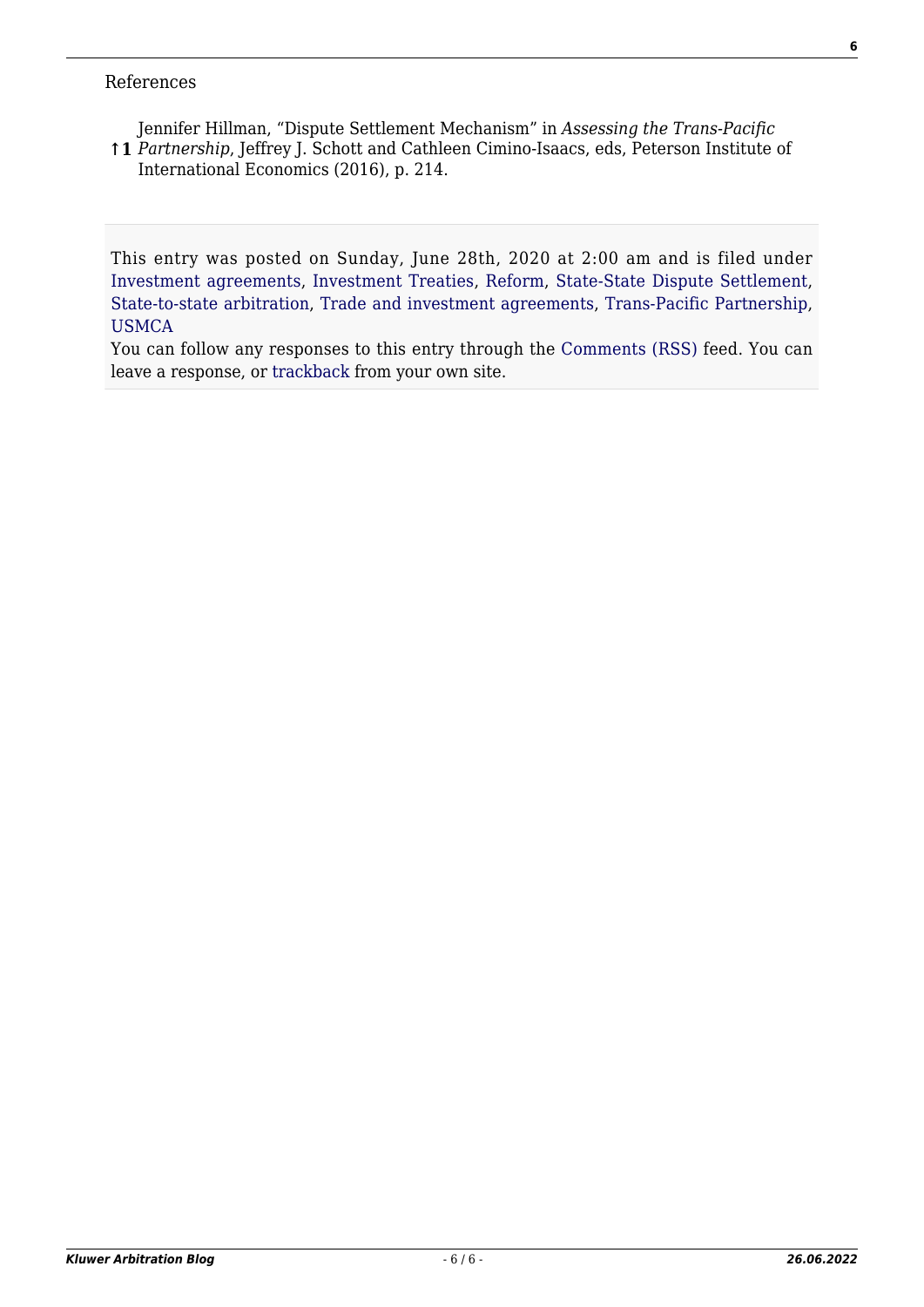References

↑1 Jennifer Hillman, "Dispute Settlement Mechanism" in *Assessing the Trans-Pacific Partnership*, Jeffrey J. Schott and Cathleen Cimino-Isaacs, eds, Peterson Institute of International Economics (2016), p. 214.

This entry was posted on Sunday, June 28th, 2020 at 2:00 am and is filed under Investment agreements, Investment Treaties, Reform, State-State Dispute Settlement, State-to-state arbitration, Trade and investment agreements, Trans-Pacific Partnership, USMCA

You can follow any responses to this entry through the Comments (RSS) feed. You can leave a response, or trackback from your own site.